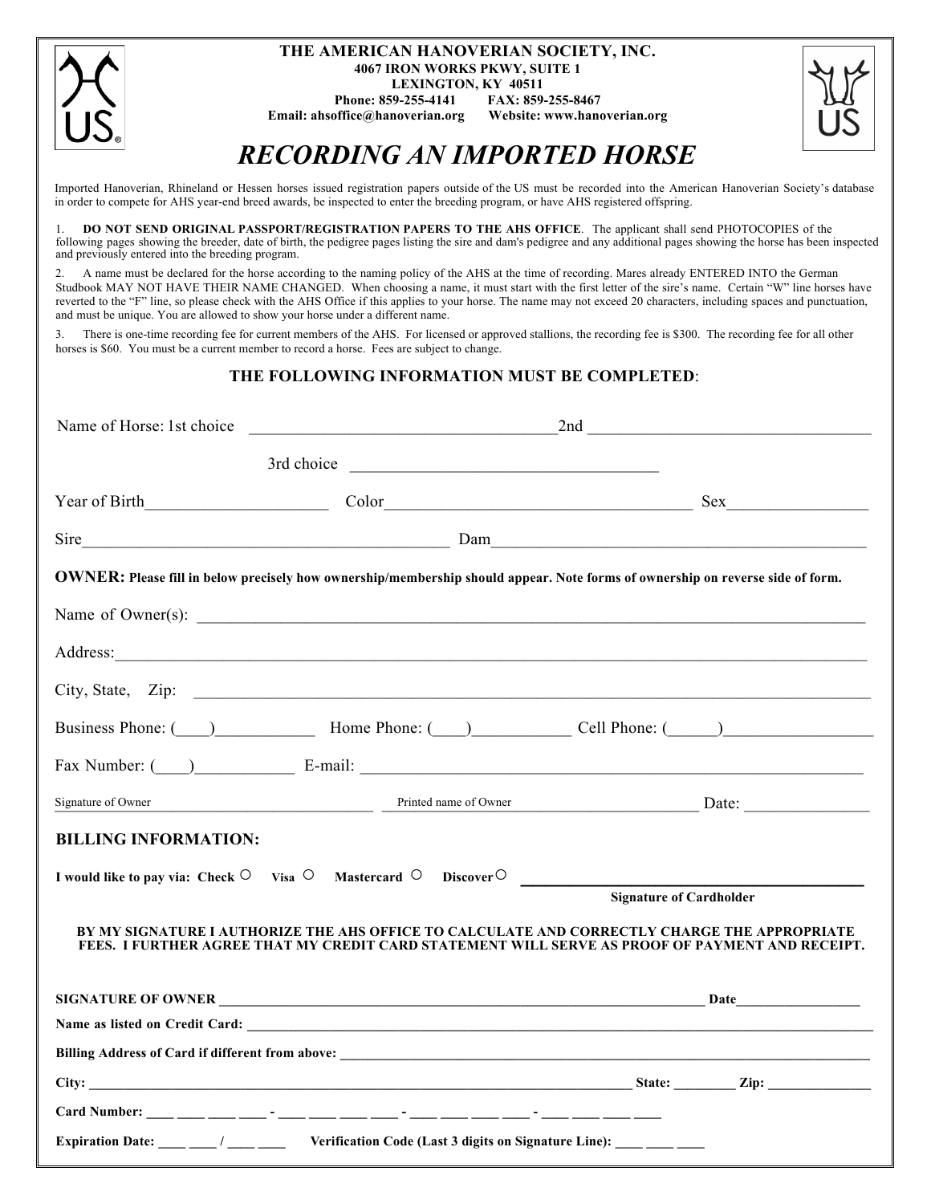**THE AMERICAN HANOVERIAN SOCIETY, INC.**
**4067 IRON WORKS PKWY, SUITE 1**
**LEXINGTON, KY 40511**
**Phone: 859-255-4141 FAX: 859-255-8467**
**Email: ahsoffice@hanoverian.org Website: www.hanoverian.org**

# *RECORDING AN IMPORTED HORSE*

Imported Hanoverian, Rhineland or Hessen horses issued registration papers outside of the US must be recorded into the American Hanoverian Society's database in order to compete for AHS year-end breed awards, be inspected to enter the breeding program, or have AHS registered offspring.

1. **DO NOT SEND ORIGINAL PASSPORT/REGISTRATION PAPERS TO THE AHS OFFICE**. The applicant shall send PHOTOCOPIES of the following pages showing the breeder, date of birth, the pedigree pages listing the sire and dam's pedigree and any additional pages showing the horse has been inspected and previously entered into the breeding program.
2. A name must be declared for the horse according to the naming policy of the AHS at the time of recording. Mares already ENTERED INTO the German Studbook MAY NOT HAVE THEIR NAME CHANGED. When choosing a name, it must start with the first letter of the sire's name. Certain "W" line horses have reverted to the "F" line, so please check with the AHS Office if this applies to your horse. The name may not exceed 20 characters, including spaces and punctuation, and must be unique. You are allowed to show your horse under a different name.
3. There is one-time recording fee for current members of the AHS. For licensed or approved stallions, the recording fee is $300. The recording fee for all other horses is $60. You must be a current member to record a horse. Fees are subject to change.

### THE FOLLOWING INFORMATION MUST BE COMPLETED:

Name of Horse: 1st choice ____________________ 2nd ____________________

3rd choice ____________________

Year of Birth____________ Color____________________ Sex__________

Sire____________________ Dam____________________

**OWNER:** **Please fill in below precisely how ownership/membership should appear. Note forms of ownership on reverse side of form.**

Name of Owner(s): ________________________________________

Address:________________________________________

City, State, Zip: ________________________________________

Business Phone: (____)___________ Home Phone: (____)___________ Cell Phone: (______)___________

Fax Number: (____)___________ E-mail: ____________________

Signature of Owner ____________________ Printed name of Owner ____________________ Date: ____________

**BILLING INFORMATION:**

**I would like to pay via: Check ○ Visa ○ Mastercard ○ Discover○** ____________________
**Signature of Cardholder**

**BY MY SIGNATURE I AUTHORIZE THE AHS OFFICE TO CALCULATE AND CORRECTLY CHARGE THE APPROPRIATE FEES. I FURTHER AGREE THAT MY CREDIT CARD STATEMENT WILL SERVE AS PROOF OF PAYMENT AND RECEIPT.**

**SIGNATURE OF OWNER** ________________________________________ **Date**____________

**Name as listed on Credit Card:** ________________________________________

**Billing Address of Card if different from above:** ________________________________________

**City:** ____________________ **State:** ________ **Zip:** ____________

**Card Number:** ____ ____ ____ ____ - ____ ____ ____ ____ - ____ ____ ____ ____ - ____ ____ ____ ____

**Expiration Date:** ____ ____ / ____ ____ **Verification Code (Last 3 digits on Signature Line):** ____ ____ ____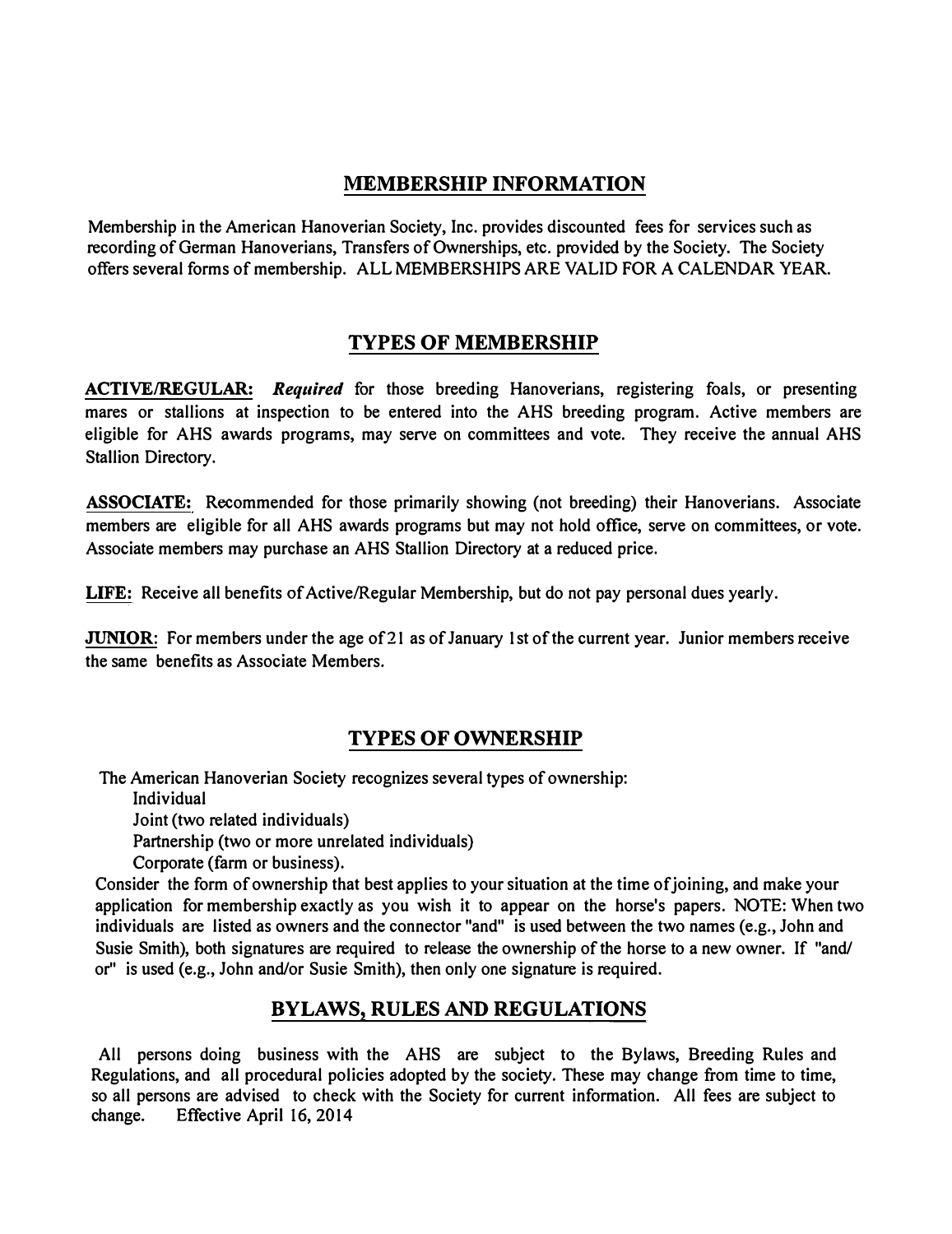## MEMBERSHIP INFORMATION

Membership in the American Hanoverian Society, Inc. provides discounted fees for services such as recording of German Hanoverians, Transfers of Ownerships, etc. provided by the Society. The Society offers several forms of membership. ALL MEMBERSHIPS ARE VALID FOR A CALENDAR YEAR.

## TYPES OF MEMBERSHIP

**ACTIVE/REGULAR:** ***Required*** for those breeding Hanoverians, registering foals, or presenting mares or stallions at inspection to be entered into the AHS breeding program. Active members are eligible for AHS awards programs, may serve on committees and vote. They receive the annual AHS Stallion Directory.

**ASSOCIATE:** Recommended for those primarily showing (not breeding) their Hanoverians. Associate members are eligible for all AHS awards programs but may not hold office, serve on committees, or vote. Associate members may purchase an AHS Stallion Directory at a reduced price.

**LIFE:** Receive all benefits of Active/Regular Membership, but do not pay personal dues yearly.

**JUNIOR:** For members under the age of 21 as of January 1st of the current year. Junior members receive the same benefits as Associate Members.

## TYPES OF OWNERSHIP

The American Hanoverian Society recognizes several types of ownership:

- Individual
- Joint (two related individuals)
- Partnership (two or more unrelated individuals)
- Corporate (farm or business).

Consider the form of ownership that best applies to your situation at the time of joining, and make your application for membership exactly as you wish it to appear on the horse's papers. NOTE: When two individuals are listed as owners and the connector "and" is used between the two names (e.g., John and Susie Smith), both signatures are required to release the ownership of the horse to a new owner. If "and/or" is used (e.g., John and/or Susie Smith), then only one signature is required.

## BYLAWS, RULES AND REGULATIONS

All persons doing business with the AHS are subject to the Bylaws, Breeding Rules and Regulations, and all procedural policies adopted by the society. These may change from time to time, so all persons are advised to check with the Society for current information. All fees are subject to change. Effective April 16, 2014